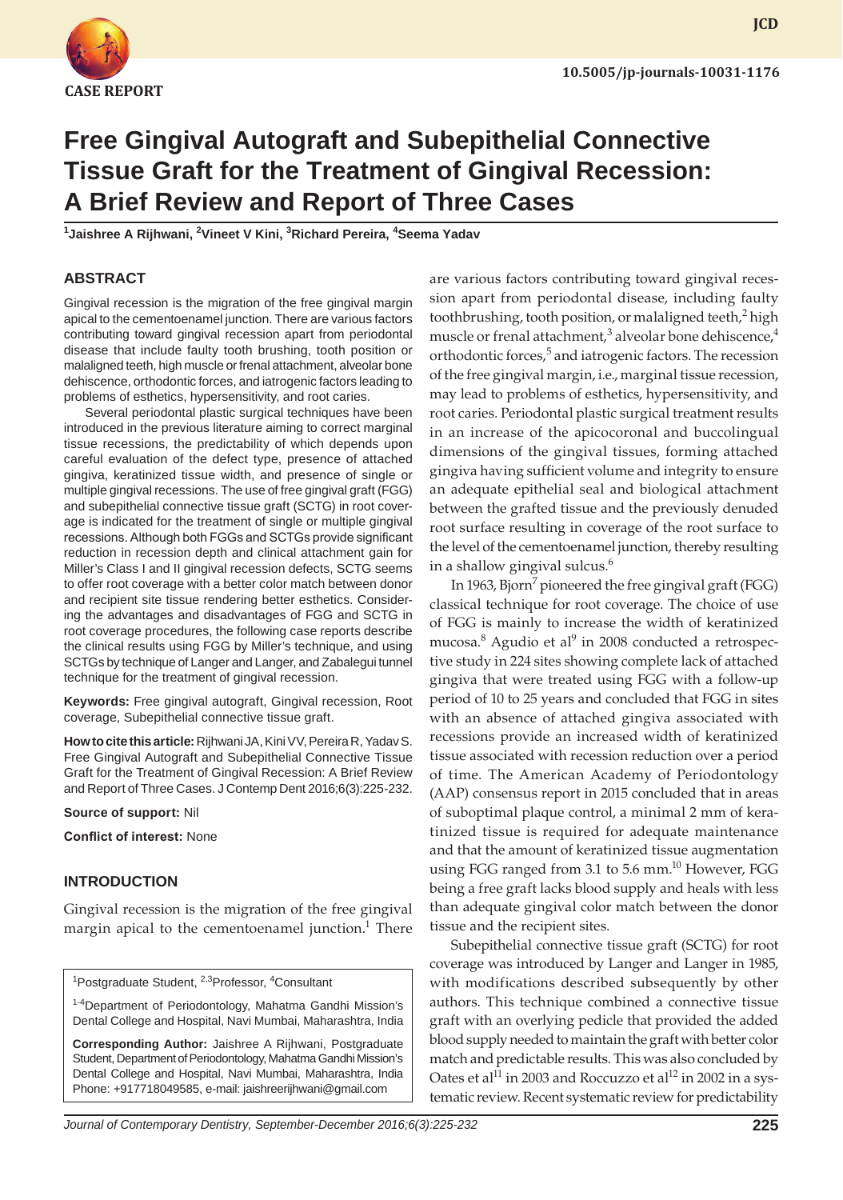CASE REPORT

10.5005/jp-journals-10031-1176

# Free Gingival Autograft and Subepithelial Connective Tissue Graft for the Treatment of Gingival Recession: A Brief Review and Report of Three Cases

[1]Jaishree A Rijhwani, [2]Vineet V Kini, [3]Richard Pereira, [4]Seema Yadav

## ABSTRACT

Gingival recession is the migration of the free gingival margin apical to the cementoenamel junction. There are various factors contributing toward gingival recession apart from periodontal disease that include faulty tooth brushing, tooth position or malaligned teeth, high muscle or frenal attachment, alveolar bone dehiscence, orthodontic forces, and iatrogenic factors leading to problems of esthetics, hypersensitivity, and root caries.

Several periodontal plastic surgical techniques have been introduced in the previous literature aiming to correct marginal tissue recessions, the predictability of which depends upon careful evaluation of the defect type, presence of attached gingiva, keratinized tissue width, and presence of single or multiple gingival recessions. The use of free gingival graft (FGG) and subepithelial connective tissue graft (SCTG) in root coverage is indicated for the treatment of single or multiple gingival recessions. Although both FGGs and SCTGs provide significant reduction in recession depth and clinical attachment gain for Miller's Class I and II gingival recession defects, SCTG seems to offer root coverage with a better color match between donor and recipient site tissue rendering better esthetics. Considering the advantages and disadvantages of FGG and SCTG in root coverage procedures, the following case reports describe the clinical results using FGG by Miller's technique, and using SCTGs by technique of Langer and Langer, and Zabalegui tunnel technique for the treatment of gingival recession.

**Keywords:** Free gingival autograft, Gingival recession, Root coverage, Subepithelial connective tissue graft.

**How to cite this article:** Rijhwani JA, Kini VV, Pereira R, Yadav S. Free Gingival Autograft and Subepithelial Connective Tissue Graft for the Treatment of Gingival Recession: A Brief Review and Report of Three Cases. J Contemp Dent 2016;6(3):225-232.

**Source of support:** Nil

**Conflict of interest:** None

## INTRODUCTION

Gingival recession is the migration of the free gingival margin apical to the cementoenamel junction.[1] There are various factors contributing toward gingival recession apart from periodontal disease, including faulty toothbrushing, tooth position, or malaligned teeth,[2] high muscle or frenal attachment,[3] alveolar bone dehiscence,[4] orthodontic forces,[5] and iatrogenic factors. The recession of the free gingival margin, i.e., marginal tissue recession, may lead to problems of esthetics, hypersensitivity, and root caries. Periodontal plastic surgical treatment results in an increase of the apicocoronal and buccolingual dimensions of the gingival tissues, forming attached gingiva having sufficient volume and integrity to ensure an adequate epithelial seal and biological attachment between the grafted tissue and the previously denuded root surface resulting in coverage of the root surface to the level of the cementoenamel junction, thereby resulting in a shallow gingival sulcus.[6]

In 1963, Bjorn[7] pioneered the free gingival graft (FGG) classical technique for root coverage. The choice of use of FGG is mainly to increase the width of keratinized mucosa.[8] Agudio et al[9] in 2008 conducted a retrospective study in 224 sites showing complete lack of attached gingiva that were treated using FGG with a follow-up period of 10 to 25 years and concluded that FGG in sites with an absence of attached gingiva associated with recessions provide an increased width of keratinized tissue associated with recession reduction over a period of time. The American Academy of Periodontology (AAP) consensus report in 2015 concluded that in areas of suboptimal plaque control, a minimal 2 mm of keratinized tissue is required for adequate maintenance and that the amount of keratinized tissue augmentation using FGG ranged from 3.1 to 5.6 mm.[10] However, FGG being a free graft lacks blood supply and heals with less than adequate gingival color match between the donor tissue and the recipient sites.

Subepithelial connective tissue graft (SCTG) for root coverage was introduced by Langer and Langer in 1985, with modifications described subsequently by other authors. This technique combined a connective tissue graft with an overlying pedicle that provided the added blood supply needed to maintain the graft with better color match and predictable results. This was also concluded by Oates et al[11] in 2003 and Roccuzzo et al[12] in 2002 in a systematic review. Recent systematic review for predictability

[1]Postgraduate Student, [2,3]Professor, [4]Consultant

[1-4]Department of Periodontology, Mahatma Gandhi Mission's Dental College and Hospital, Navi Mumbai, Maharashtra, India

**Corresponding Author:** Jaishree A Rijhwani, Postgraduate Student, Department of Periodontology, Mahatma Gandhi Mission's Dental College and Hospital, Navi Mumbai, Maharashtra, India Phone: +917718049585, e-mail: jaishreerijhwani@gmail.com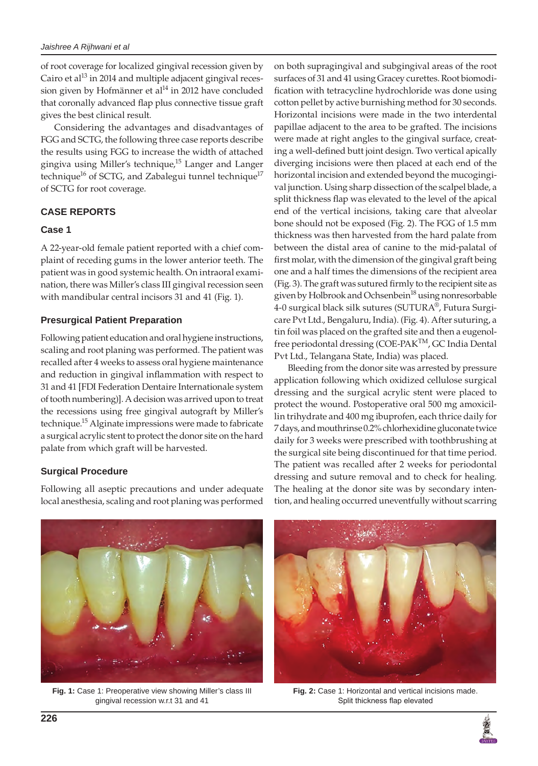of root coverage for localized gingival recession given by Cairo et al[13] in 2014 and multiple adjacent gingival recession given by Hofmänner et al[14] in 2012 have concluded that coronally advanced flap plus connective tissue graft gives the best clinical result.

Considering the advantages and disadvantages of FGG and SCTG, the following three case reports describe the results using FGG to increase the width of attached gingiva using Miller's technique,[15] Langer and Langer technique[16] of SCTG, and Zabalegui tunnel technique[17] of SCTG for root coverage.

## CASE REPORTS

### Case 1

A 22-year-old female patient reported with a chief complaint of receding gums in the lower anterior teeth. The patient was in good systemic health. On intraoral examination, there was Miller's class III gingival recession seen with mandibular central incisors 31 and 41 (Fig. 1).

### Presurgical Patient Preparation

Following patient education and oral hygiene instructions, scaling and root planing was performed. The patient was recalled after 4 weeks to assess oral hygiene maintenance and reduction in gingival inflammation with respect to 31 and 41 [FDI Federation Dentaire Internationale system of tooth numbering)]. A decision was arrived upon to treat the recessions using free gingival autograft by Miller's technique.[15] Alginate impressions were made to fabricate a surgical acrylic stent to protect the donor site on the hard palate from which graft will be harvested.

### Surgical Procedure

Following all aseptic precautions and under adequate local anesthesia, scaling and root planing was performed on both supragingival and subgingival areas of the root surfaces of 31 and 41 using Gracey curettes. Root biomodification with tetracycline hydrochloride was done using cotton pellet by active burnishing method for 30 seconds. Horizontal incisions were made in the two interdental papillae adjacent to the area to be grafted. The incisions were made at right angles to the gingival surface, creating a well-defined butt joint design. Two vertical apically diverging incisions were then placed at each end of the horizontal incision and extended beyond the mucogingival junction. Using sharp dissection of the scalpel blade, a split thickness flap was elevated to the level of the apical end of the vertical incisions, taking care that alveolar bone should not be exposed (Fig. 2). The FGG of 1.5 mm thickness was then harvested from the hard palate from between the distal area of canine to the mid-palatal of first molar, with the dimension of the gingival graft being one and a half times the dimensions of the recipient area (Fig. 3). The graft was sutured firmly to the recipient site as given by Holbrook and Ochsenbein[18] using nonresorbable 4-0 surgical black silk sutures (SUTURA®, Futura Surgicare Pvt Ltd., Bengaluru, India). (Fig. 4). After suturing, a tin foil was placed on the grafted site and then a eugenol-free periodontal dressing (COE-PAK™, GC India Dental Pvt Ltd., Telangana State, India) was placed.

Bleeding from the donor site was arrested by pressure application following which oxidized cellulose surgical dressing and the surgical acrylic stent were placed to protect the wound. Postoperative oral 500 mg amoxicillin trihydrate and 400 mg ibuprofen, each thrice daily for 7 days, and mouthrinse 0.2% chlorhexidine gluconate twice daily for 3 weeks were prescribed with toothbrushing at the surgical site being discontinued for that time period. The patient was recalled after 2 weeks for periodontal dressing and suture removal and to check for healing. The healing at the donor site was by secondary intention, and healing occurred uneventfully without scarring

**Fig. 1:** Case 1: Preoperative view showing Miller's class III gingival recession w.r.t 31 and 41

**Fig. 2:** Case 1: Horizontal and vertical incisions made. Split thickness flap elevated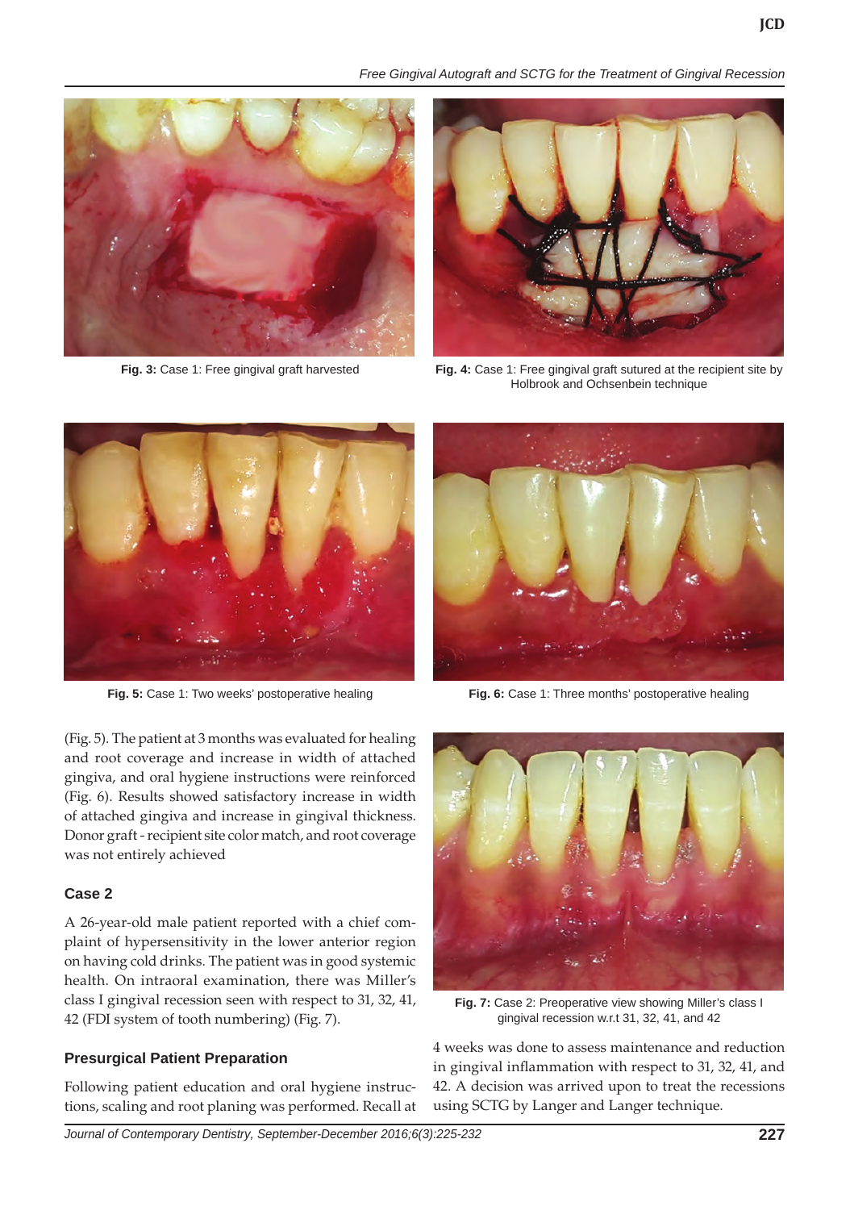Fig. 3: Case 1: Free gingival graft harvested

Fig. 4: Case 1: Free gingival graft sutured at the recipient site by Holbrook and Ochsenbein technique

Fig. 5: Case 1: Two weeks' postoperative healing

Fig. 6: Case 1: Three months' postoperative healing

(Fig. 5). The patient at 3 months was evaluated for healing and root coverage and increase in width of attached gingiva, and oral hygiene instructions were reinforced (Fig. 6). Results showed satisfactory increase in width of attached gingiva and increase in gingival thickness. Donor graft - recipient site color match, and root coverage was not entirely achieved

### Case 2

A 26-year-old male patient reported with a chief complaint of hypersensitivity in the lower anterior region on having cold drinks. The patient was in good systemic health. On intraoral examination, there was Miller's class I gingival recession seen with respect to 31, 32, 41, 42 (FDI system of tooth numbering) (Fig. 7).

Fig. 7: Case 2: Preoperative view showing Miller's class I gingival recession w.r.t 31, 32, 41, and 42

### Presurgical Patient Preparation

Following patient education and oral hygiene instructions, scaling and root planing was performed. Recall at 4 weeks was done to assess maintenance and reduction in gingival inflammation with respect to 31, 32, 41, and 42. A decision was arrived upon to treat the recessions using SCTG by Langer and Langer technique.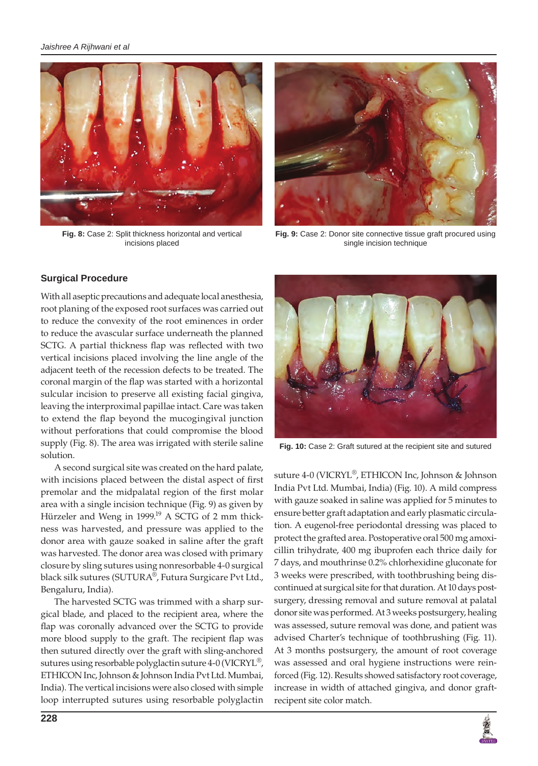**Fig. 8:** Case 2: Split thickness horizontal and vertical incisions placed

**Fig. 9:** Case 2: Donor site connective tissue graft procured using single incision technique

### Surgical Procedure

With all aseptic precautions and adequate local anesthesia, root planing of the exposed root surfaces was carried out to reduce the convexity of the root eminences in order to reduce the avascular surface underneath the planned SCTG. A partial thickness flap was reflected with two vertical incisions placed involving the line angle of the adjacent teeth of the recession defects to be treated. The coronal margin of the flap was started with a horizontal sulcular incision to preserve all existing facial gingiva, leaving the interproximal papillae intact. Care was taken to extend the flap beyond the mucogingival junction without perforations that could compromise the blood supply (Fig. 8). The area was irrigated with sterile saline solution.

A second surgical site was created on the hard palate, with incisions placed between the distal aspect of first premolar and the midpalatal region of the first molar area with a single incision technique (Fig. 9) as given by Hürzeler and Weng in 1999.[19] A SCTG of 2 mm thickness was harvested, and pressure was applied to the donor area with gauze soaked in saline after the graft was harvested. The donor area was closed with primary closure by sling sutures using nonresorbable 4-0 surgical black silk sutures (SUTURA®, Futura Surgicare Pvt Ltd., Bengaluru, India).

The harvested SCTG was trimmed with a sharp surgical blade, and placed to the recipient area, where the flap was coronally advanced over the SCTG to provide more blood supply to the graft. The recipient flap was then sutured directly over the graft with sling-anchored sutures using resorbable polyglactin suture 4-0 (VICRYL®, ETHICON Inc, Johnson & Johnson India Pvt Ltd. Mumbai, India). The vertical incisions were also closed with simple loop interrupted sutures using resorbable polyglactin suture 4-0 (VICRYL®, ETHICON Inc, Johnson & Johnson India Pvt Ltd. Mumbai, India) (Fig. 10). A mild compress with gauze soaked in saline was applied for 5 minutes to ensure better graft adaptation and early plasmatic circulation. A eugenol-free periodontal dressing was placed to protect the grafted area. Postoperative oral 500 mg amoxicillin trihydrate, 400 mg ibuprofen each thrice daily for 7 days, and mouthrinse 0.2% chlorhexidine gluconate for 3 weeks were prescribed, with toothbrushing being discontinued at surgical site for that duration. At 10 days postsurgery, dressing removal and suture removal at palatal donor site was performed. At 3 weeks postsurgery, healing was assessed, suture removal was done, and patient was advised Charter's technique of toothbrushing (Fig. 11). At 3 months postsurgery, the amount of root coverage was assessed and oral hygiene instructions were reinforced (Fig. 12). Results showed satisfactory root coverage, increase in width of attached gingiva, and donor graft-recipient site color match.

**Fig. 10:** Case 2: Graft sutured at the recipient site and sutured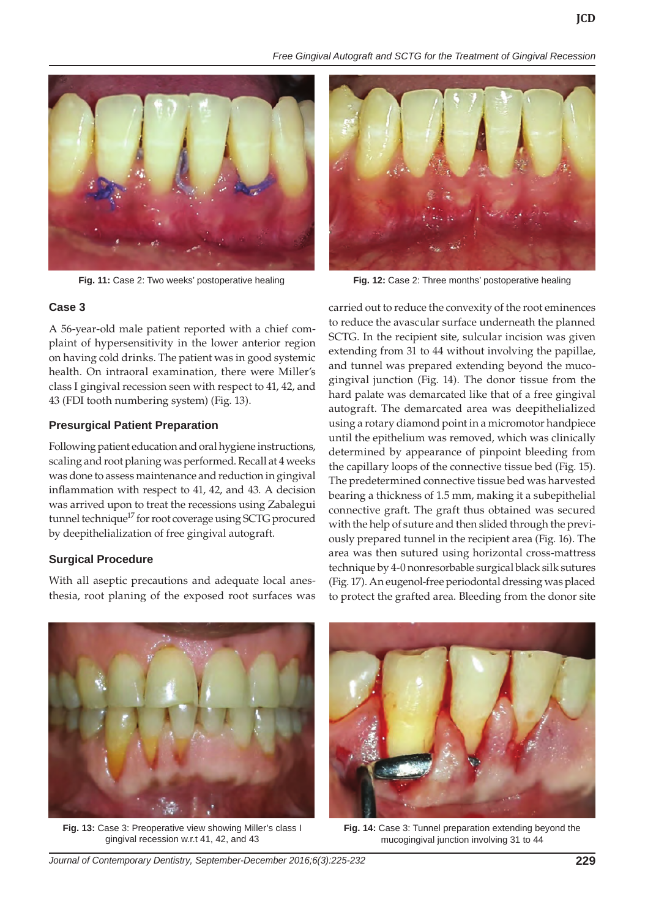Fig. 11: Case 2: Two weeks' postoperative healing

Fig. 12: Case 2: Three months' postoperative healing

### Case 3

A 56-year-old male patient reported with a chief complaint of hypersensitivity in the lower anterior region on having cold drinks. The patient was in good systemic health. On intraoral examination, there were Miller's class I gingival recession seen with respect to 41, 42, and 43 (FDI tooth numbering system) (Fig. 13).

### Presurgical Patient Preparation

Following patient education and oral hygiene instructions, scaling and root planing was performed. Recall at 4 weeks was done to assess maintenance and reduction in gingival inflammation with respect to 41, 42, and 43. A decision was arrived upon to treat the recessions using Zabalegui tunnel technique[17] for root coverage using SCTG procured by deepithelialization of free gingival autograft.

### Surgical Procedure

With all aseptic precautions and adequate local anesthesia, root planing of the exposed root surfaces was carried out to reduce the convexity of the root eminences to reduce the avascular surface underneath the planned SCTG. In the recipient site, sulcular incision was given extending from 31 to 44 without involving the papillae, and tunnel was prepared extending beyond the mucogingival junction (Fig. 14). The donor tissue from the hard palate was demarcated like that of a free gingival autograft. The demarcated area was deepithelialized using a rotary diamond point in a micromotor handpiece until the epithelium was removed, which was clinically determined by appearance of pinpoint bleeding from the capillary loops of the connective tissue bed (Fig. 15). The predetermined connective tissue bed was harvested bearing a thickness of 1.5 mm, making it a subepithelial connective graft. The graft thus obtained was secured with the help of suture and then slided through the previously prepared tunnel in the recipient area (Fig. 16). The area was then sutured using horizontal cross-mattress technique by 4-0 nonresorbable surgical black silk sutures (Fig. 17). An eugenol-free periodontal dressing was placed to protect the grafted area. Bleeding from the donor site

Fig. 13: Case 3: Preoperative view showing Miller's class I gingival recession w.r.t 41, 42, and 43

Fig. 14: Case 3: Tunnel preparation extending beyond the mucogingival junction involving 31 to 44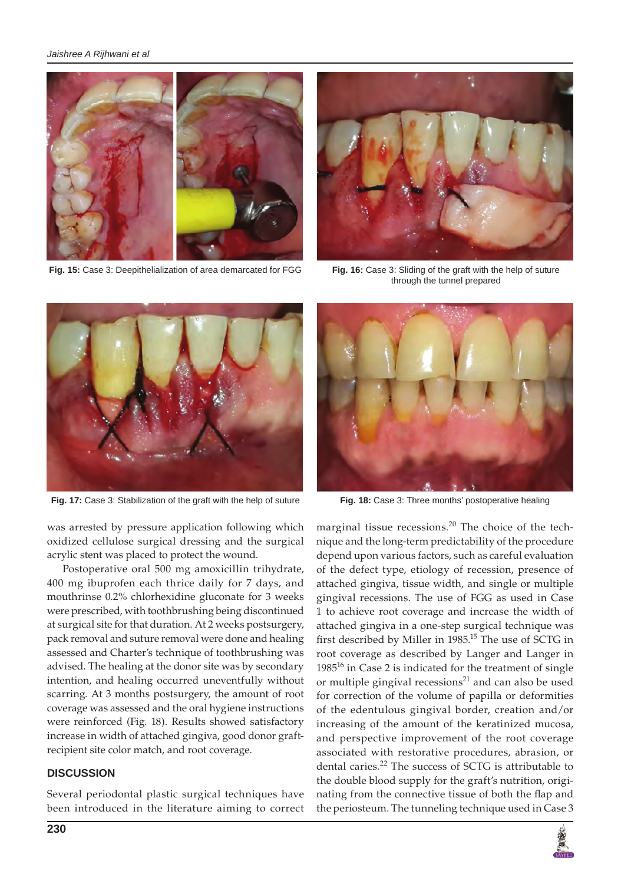Fig. 15: Case 3: Deepithelialization of area demarcated for FGG

Fig. 16: Case 3: Sliding of the graft with the help of suture through the tunnel prepared

Fig. 17: Case 3: Stabilization of the graft with the help of suture

Fig. 18: Case 3: Three months' postoperative healing

was arrested by pressure application following which oxidized cellulose surgical dressing and the surgical acrylic stent was placed to protect the wound.

Postoperative oral 500 mg amoxicillin trihydrate, 400 mg ibuprofen each thrice daily for 7 days, and mouthrinse 0.2% chlorhexidine gluconate for 3 weeks were prescribed, with toothbrushing being discontinued at surgical site for that duration. At 2 weeks postsurgery, pack removal and suture removal were done and healing assessed and Charter's technique of toothbrushing was advised. The healing at the donor site was by secondary intention, and healing occurred uneventfully without scarring. At 3 months postsurgery, the amount of root coverage was assessed and the oral hygiene instructions were reinforced (Fig. 18). Results showed satisfactory increase in width of attached gingiva, good donor graft-recipient site color match, and root coverage.

## DISCUSSION

Several periodontal plastic surgical techniques have been introduced in the literature aiming to correct marginal tissue recessions.[20] The choice of the technique and the long-term predictability of the procedure depend upon various factors, such as careful evaluation of the defect type, etiology of recession, presence of attached gingiva, tissue width, and single or multiple gingival recessions. The use of FGG as used in Case 1 to achieve root coverage and increase the width of attached gingiva in a one-step surgical technique was first described by Miller in 1985.[15] The use of SCTG in root coverage as described by Langer and Langer in 1985[16] in Case 2 is indicated for the treatment of single or multiple gingival recessions[21] and can also be used for correction of the volume of papilla or deformities of the edentulous gingival border, creation and/or increasing of the amount of the keratinized mucosa, and perspective improvement of the root coverage associated with restorative procedures, abrasion, or dental caries.[22] The success of SCTG is attributable to the double blood supply for the graft's nutrition, originating from the connective tissue of both the flap and the periosteum. The tunneling technique used in Case 3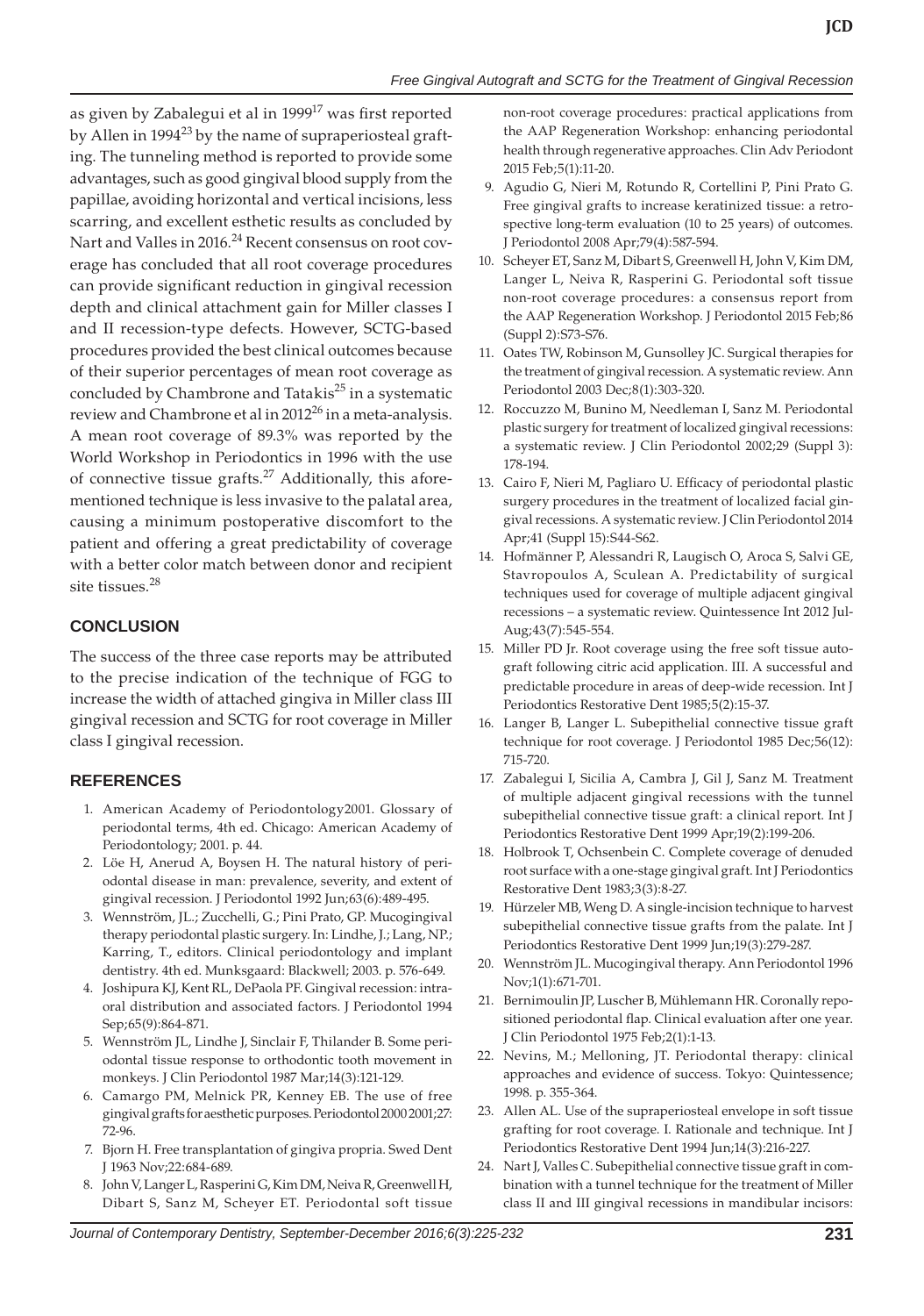as given by Zabalegui et al in 1999[17] was first reported by Allen in 1994[23] by the name of supraperiosteal grafting. The tunneling method is reported to provide some advantages, such as good gingival blood supply from the papillae, avoiding horizontal and vertical incisions, less scarring, and excellent esthetic results as concluded by Nart and Valles in 2016.[24] Recent consensus on root coverage has concluded that all root coverage procedures can provide significant reduction in gingival recession depth and clinical attachment gain for Miller classes I and II recession-type defects. However, SCTG-based procedures provided the best clinical outcomes because of their superior percentages of mean root coverage as concluded by Chambrone and Tatakis[25] in a systematic review and Chambrone et al in 2012[26] in a meta-analysis. A mean root coverage of 89.3% was reported by the World Workshop in Periodontics in 1996 with the use of connective tissue grafts.[27] Additionally, this aforementioned technique is less invasive to the palatal area, causing a minimum postoperative discomfort to the patient and offering a great predictability of coverage with a better color match between donor and recipient site tissues.[28]

## CONCLUSION

The success of the three case reports may be attributed to the precise indication of the technique of FGG to increase the width of attached gingiva in Miller class III gingival recession and SCTG for root coverage in Miller class I gingival recession.

## REFERENCES

1. American Academy of Periodontology2001. Glossary of periodontal terms, 4th ed. Chicago: American Academy of Periodontology; 2001. p. 44.
2. Löe H, Anerud A, Boysen H. The natural history of periodontal disease in man: prevalence, severity, and extent of gingival recession. J Periodontol 1992 Jun;63(6):489-495.
3. Wennström, JL.; Zucchelli, G.; Pini Prato, GP. Mucogingival therapy periodontal plastic surgery. In: Lindhe, J.; Lang, NP.; Karring, T., editors. Clinical periodontology and implant dentistry. 4th ed. Munksgaard: Blackwell; 2003. p. 576-649.
4. Joshipura KJ, Kent RL, DePaola PF. Gingival recession: intraoral distribution and associated factors. J Periodontol 1994 Sep;65(9):864-871.
5. Wennström JL, Lindhe J, Sinclair F, Thilander B. Some periodontal tissue response to orthodontic tooth movement in monkeys. J Clin Periodontol 1987 Mar;14(3):121-129.
6. Camargo PM, Melnick PR, Kenney EB. The use of free gingival grafts for aesthetic purposes. Periodontol 2000 2001;27: 72-96.
7. Bjorn H. Free transplantation of gingiva propria. Swed Dent J 1963 Nov;22:684-689.
8. John V, Langer L, Rasperini G, Kim DM, Neiva R, Greenwell H, Dibart S, Sanz M, Scheyer ET. Periodontal soft tissue non-root coverage procedures: practical applications from the AAP Regeneration Workshop: enhancing periodontal health through regenerative approaches. Clin Adv Periodont 2015 Feb;5(1):11-20.
9. Agudio G, Nieri M, Rotundo R, Cortellini P, Pini Prato G. Free gingival grafts to increase keratinized tissue: a retrospective long-term evaluation (10 to 25 years) of outcomes. J Periodontol 2008 Apr;79(4):587-594.
10. Scheyer ET, Sanz M, Dibart S, Greenwell H, John V, Kim DM, Langer L, Neiva R, Rasperini G. Periodontal soft tissue non-root coverage procedures: a consensus report from the AAP Regeneration Workshop. J Periodontol 2015 Feb;86 (Suppl 2):S73-S76.
11. Oates TW, Robinson M, Gunsolley JC. Surgical therapies for the treatment of gingival recession. A systematic review. Ann Periodontol 2003 Dec;8(1):303-320.
12. Roccuzzo M, Bunino M, Needleman I, Sanz M. Periodontal plastic surgery for treatment of localized gingival recessions: a systematic review. J Clin Periodontol 2002;29 (Suppl 3): 178-194.
13. Cairo F, Nieri M, Pagliaro U. Efficacy of periodontal plastic surgery procedures in the treatment of localized facial gingival recessions. A systematic review. J Clin Periodontol 2014 Apr;41 (Suppl 15):S44-S62.
14. Hofmänner P, Alessandri R, Laugisch O, Aroca S, Salvi GE, Stavropoulos A, Sculean A. Predictability of surgical techniques used for coverage of multiple adjacent gingival recessions – a systematic review. Quintessence Int 2012 Jul-Aug;43(7):545-554.
15. Miller PD Jr. Root coverage using the free soft tissue autograft following citric acid application. III. A successful and predictable procedure in areas of deep-wide recession. Int J Periodontics Restorative Dent 1985;5(2):15-37.
16. Langer B, Langer L. Subepithelial connective tissue graft technique for root coverage. J Periodontol 1985 Dec;56(12): 715-720.
17. Zabalegui I, Sicilia A, Cambra J, Gil J, Sanz M. Treatment of multiple adjacent gingival recessions with the tunnel subepithelial connective tissue graft: a clinical report. Int J Periodontics Restorative Dent 1999 Apr;19(2):199-206.
18. Holbrook T, Ochsenbein C. Complete coverage of denuded root surface with a one-stage gingival graft. Int J Periodontics Restorative Dent 1983;3(3):8-27.
19. Hürzeler MB, Weng D. A single-incision technique to harvest subepithelial connective tissue grafts from the palate. Int J Periodontics Restorative Dent 1999 Jun;19(3):279-287.
20. Wennström JL. Mucogingival therapy. Ann Periodontol 1996 Nov;1(1):671-701.
21. Bernimoulin JP, Luscher B, Mühlemann HR. Coronally repositioned periodontal flap. Clinical evaluation after one year. J Clin Periodontol 1975 Feb;2(1):1-13.
22. Nevins, M.; Melloning, JT. Periodontal therapy: clinical approaches and evidence of success. Tokyo: Quintessence; 1998. p. 355-364.
23. Allen AL. Use of the supraperiosteal envelope in soft tissue grafting for root coverage. I. Rationale and technique. Int J Periodontics Restorative Dent 1994 Jun;14(3):216-227.
24. Nart J, Valles C. Subepithelial connective tissue graft in combination with a tunnel technique for the treatment of Miller class II and III gingival recessions in mandibular incisors: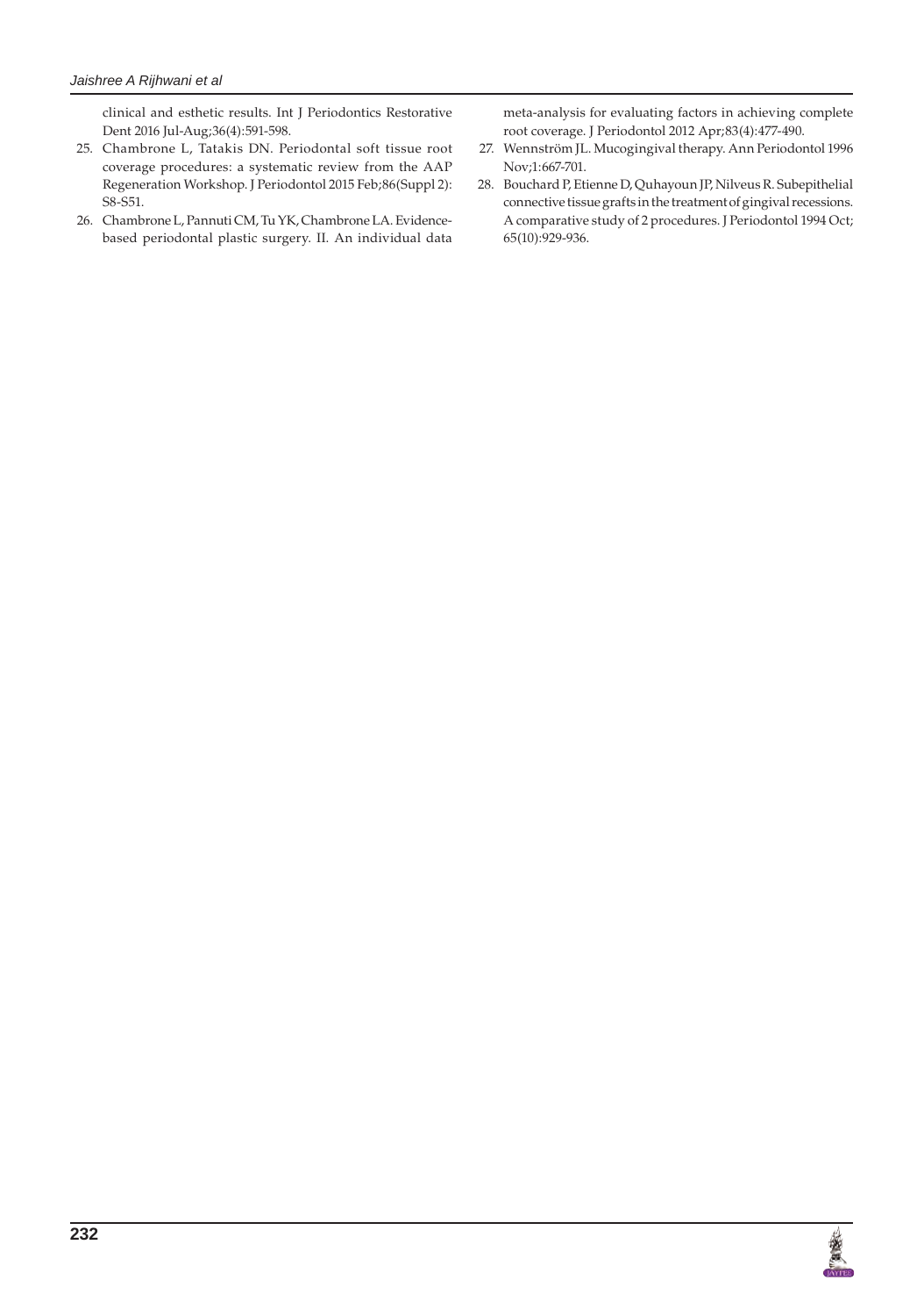clinical and esthetic results. Int J Periodontics Restorative Dent 2016 Jul-Aug;36(4):591-598.

25. Chambrone L, Tatakis DN. Periodontal soft tissue root coverage procedures: a systematic review from the AAP Regeneration Workshop. J Periodontol 2015 Feb;86(Suppl 2): S8-S51.
26. Chambrone L, Pannuti CM, Tu YK, Chambrone LA. Evidence-based periodontal plastic surgery. II. An individual data meta-analysis for evaluating factors in achieving complete root coverage. J Periodontol 2012 Apr;83(4):477-490.
27. Wennström JL. Mucogingival therapy. Ann Periodontol 1996 Nov;1:667-701.
28. Bouchard P, Etienne D, Quhayoun JP, Nilveus R. Subepithelial connective tissue grafts in the treatment of gingival recessions. A comparative study of 2 procedures. J Periodontol 1994 Oct; 65(10):929-936.